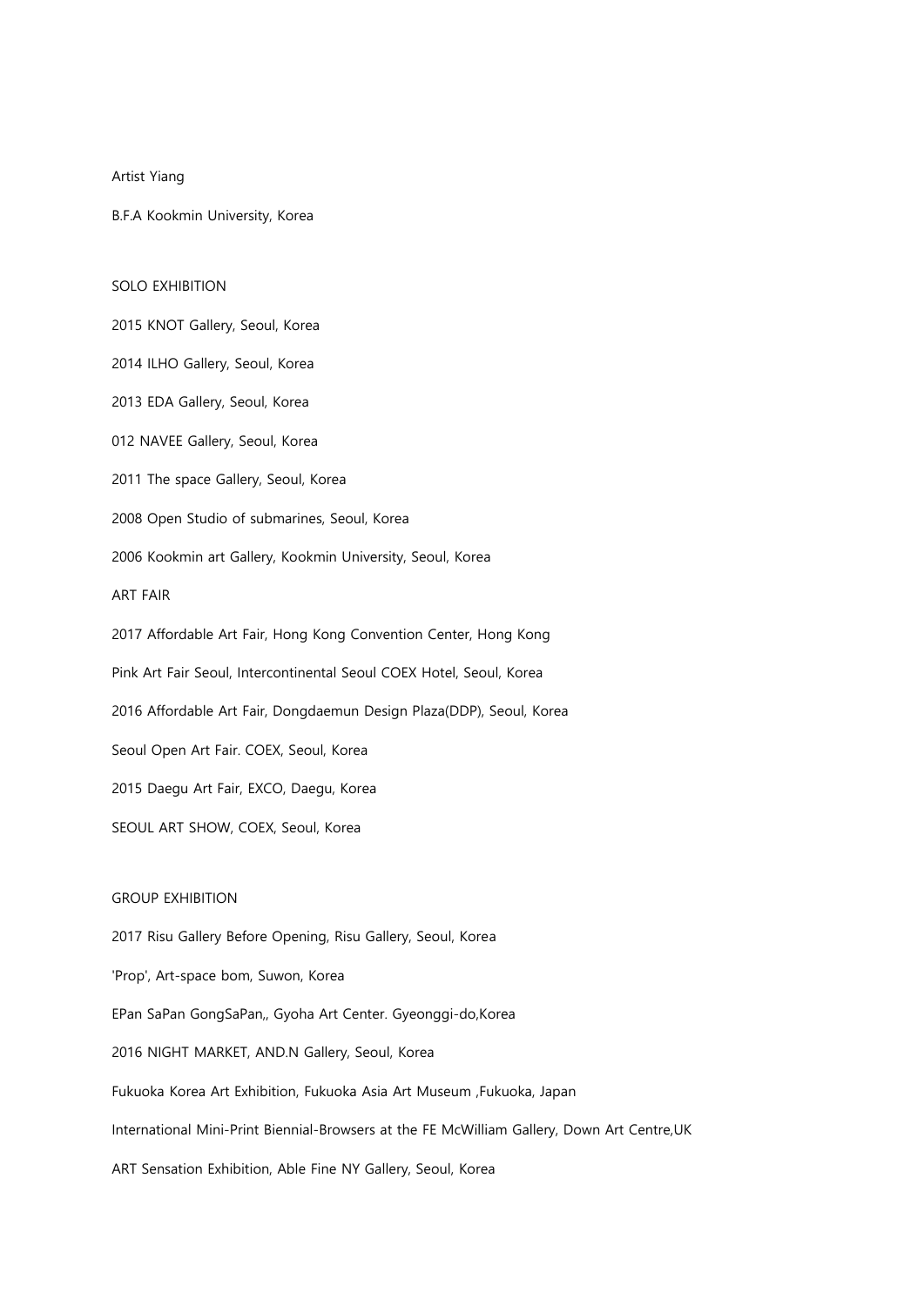Artist Yiang

B.F.A Kookmin University, Korea

## SOLO EXHIBITION

2015 KNOT Gallery, Seoul, Korea

2014 ILHO Gallery, Seoul, Korea

2013 EDA Gallery, Seoul, Korea

012 NAVEE Gallery, Seoul, Korea

2011 The space Gallery, Seoul, Korea

2008 Open Studio of submarines, Seoul, Korea

2006 Kookmin art Gallery, Kookmin University, Seoul, Korea

## ART FAIR

2017 Affordable Art Fair, Hong Kong Convention Center, Hong Kong

Pink Art Fair Seoul, Intercontinental Seoul COEX Hotel, Seoul, Korea

2016 Affordable Art Fair, Dongdaemun Design Plaza(DDP), Seoul, Korea

Seoul Open Art Fair. COEX, Seoul, Korea

2015 Daegu Art Fair, EXCO, Daegu, Korea

SEOUL ART SHOW, COEX, Seoul, Korea

## GROUP EXHIBITION

2017 Risu Gallery Before Opening, Risu Gallery, Seoul, Korea

'Prop', Art-space bom, Suwon, Korea

EPan SaPan GongSaPan,, Gyoha Art Center. Gyeonggi-do,Korea

2016 NIGHT MARKET, AND.N Gallery, Seoul, Korea

Fukuoka Korea Art Exhibition, Fukuoka Asia Art Museum ,Fukuoka, Japan

International Mini-Print Biennial-Browsers at the FE McWilliam Gallery, Down Art Centre,UK

ART Sensation Exhibition, Able Fine NY Gallery, Seoul, Korea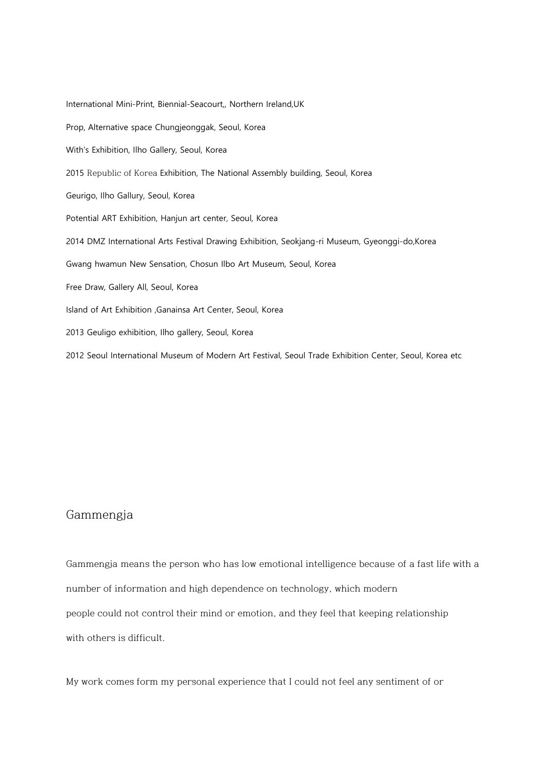International Mini-Print, Biennial-Seacourt,, Northern Ireland,UK

Prop, Alternative space Chungjeonggak, Seoul, Korea

With's Exhibition, Ilho Gallery, Seoul, Korea

2015 Republic of Korea Exhibition, The National Assembly building, Seoul, Korea

Geurigo, Ilho Gallury, Seoul, Korea

Potential ART Exhibition, Hanjun art center, Seoul, Korea

2014 DMZ International Arts Festival Drawing Exhibition, Seokjang-ri Museum, Gyeonggi-do,Korea

Gwang hwamun New Sensation, Chosun Ilbo Art Museum, Seoul, Korea

Free Draw, Gallery All, Seoul, Korea

Island of Art Exhibition ,Ganainsa Art Center, Seoul, Korea

2013 Geuligo exhibition, Ilho gallery, Seoul, Korea

2012 Seoul International Museum of Modern Art Festival, Seoul Trade Exhibition Center, Seoul, Korea etc

## Gammengja

Gammengja means the person who has low emotional intelligence because of a fast life with a number of information and high dependence on technology, which modern people could not control their mind or emotion, and they feel that keeping relationship with others is difficult.

My work comes form my personal experience that I could not feel any sentiment of or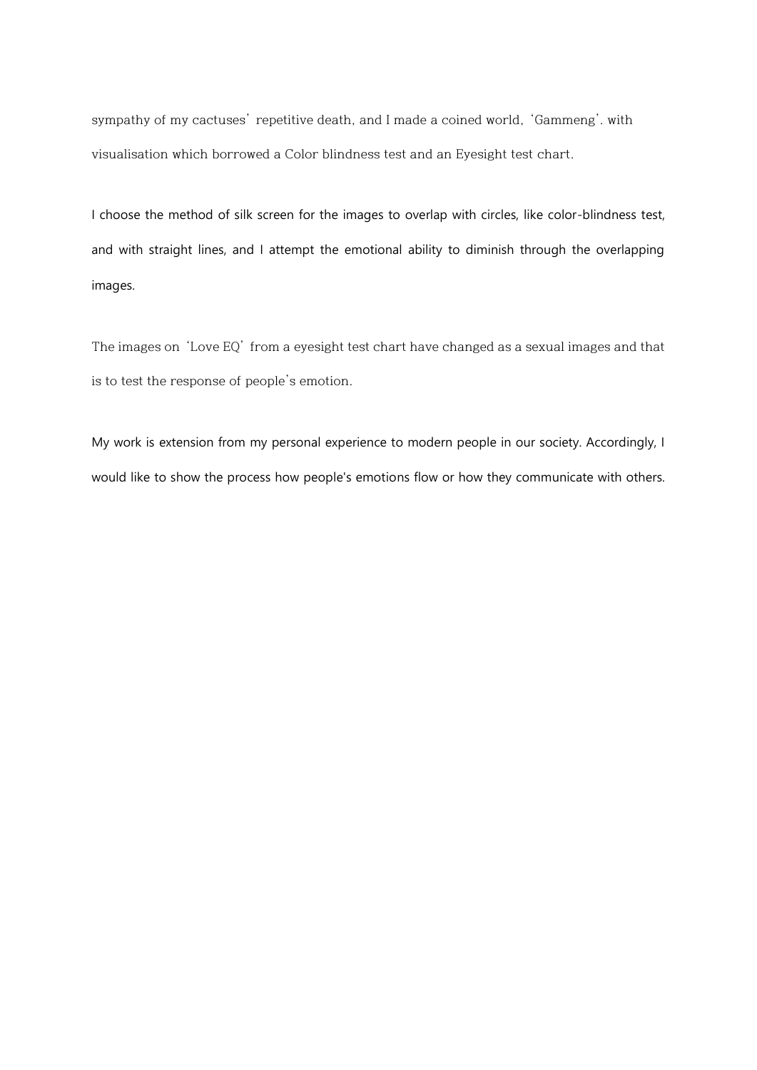sympathy of my cactuses' repetitive death, and I made a coined world, 'Gammeng'. with visualisation which borrowed a Color blindness test and an Eyesight test chart.

I choose the method of silk screen for the images to overlap with circles, like color-blindness test, and with straight lines, and I attempt the emotional ability to diminish through the overlapping images.

The images on 'Love EQ' from a eyesight test chart have changed as a sexual images and that is to test the response of people's emotion.

My work is extension from my personal experience to modern people in our society. Accordingly, I would like to show the process how people's emotions flow or how they communicate with others.